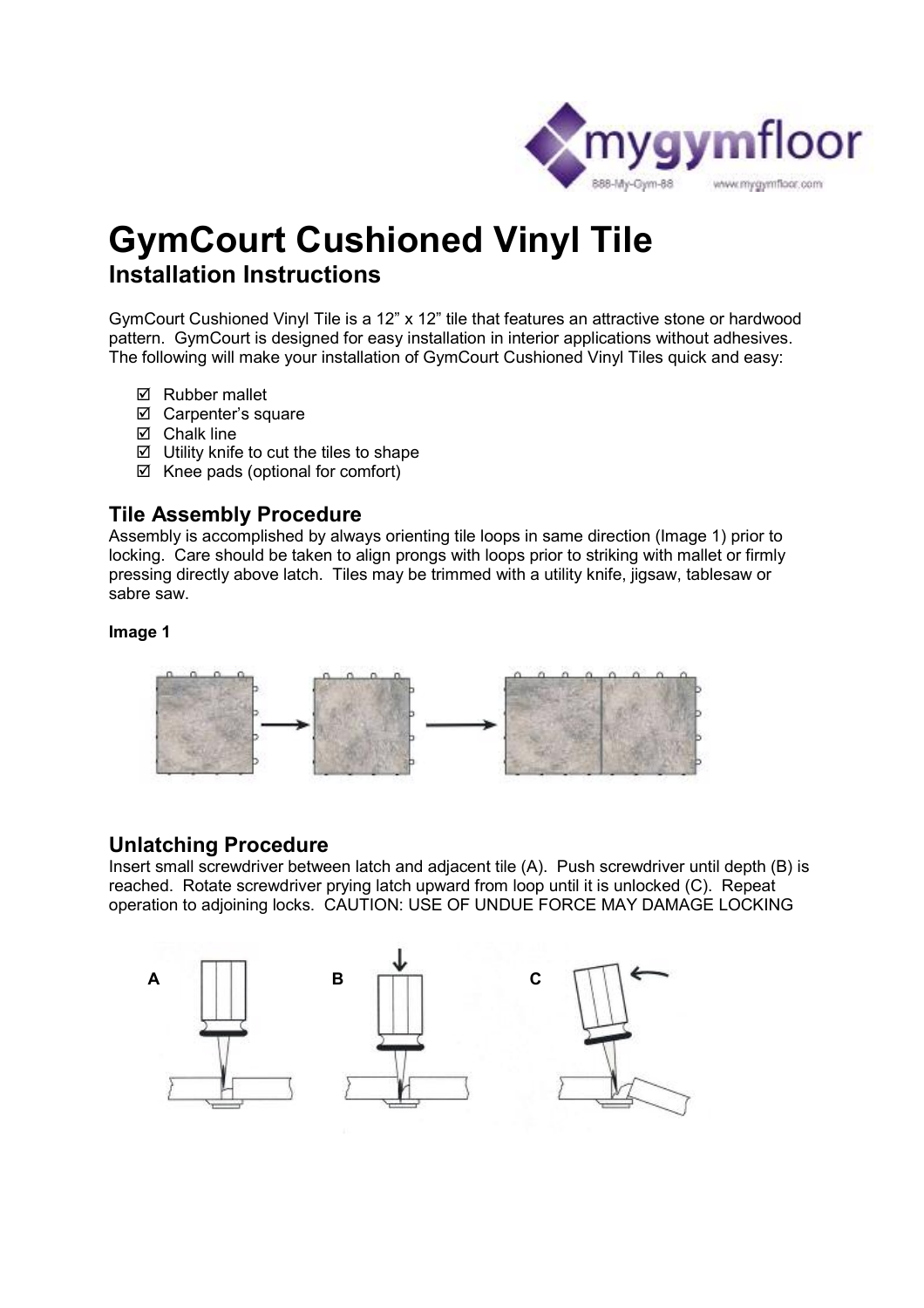# GymCourt Cushioned Vinyl Tile

## Installation Instructions

GymCourt Cushioned Vinyl Tile is a 12" x 12" tile that features an attractive stone or hardwood pattern. GymCourt is designed for easy installation in interior applications without adhesives. The following will make your installation of GymCourt Cushioned Vinyl Tiles quick and easy:

- ☑ Rubber mallet
- ☑ Carpenter's square
- ☑ Chalk line
- ☑ Utility knife to cut the tiles to shape
- ☑ Knee pads (optional for comfort)

### Tile Assembly Procedure

Assembly is accomplished by always orienting tile loops in same direction (Image 1) prior to locking. Care should be taken to align prongs with loops prior to striking with mallet or firmly pressing directly above latch. Tiles may be trimmed with a utility knife, jigsaw, tablesaw or sabre saw.

**Image 1**

### Unlatching Procedure

Insert small screwdriver between latch and adjacent tile (A). Push screwdriver until depth (B) is reached. Rotate screwdriver prying latch upward from loop until it is unlocked (C). Repeat operation to adjoining locks. CAUTION: USE OF UNDUE FORCE MAY DAMAGE LOCKING

A B C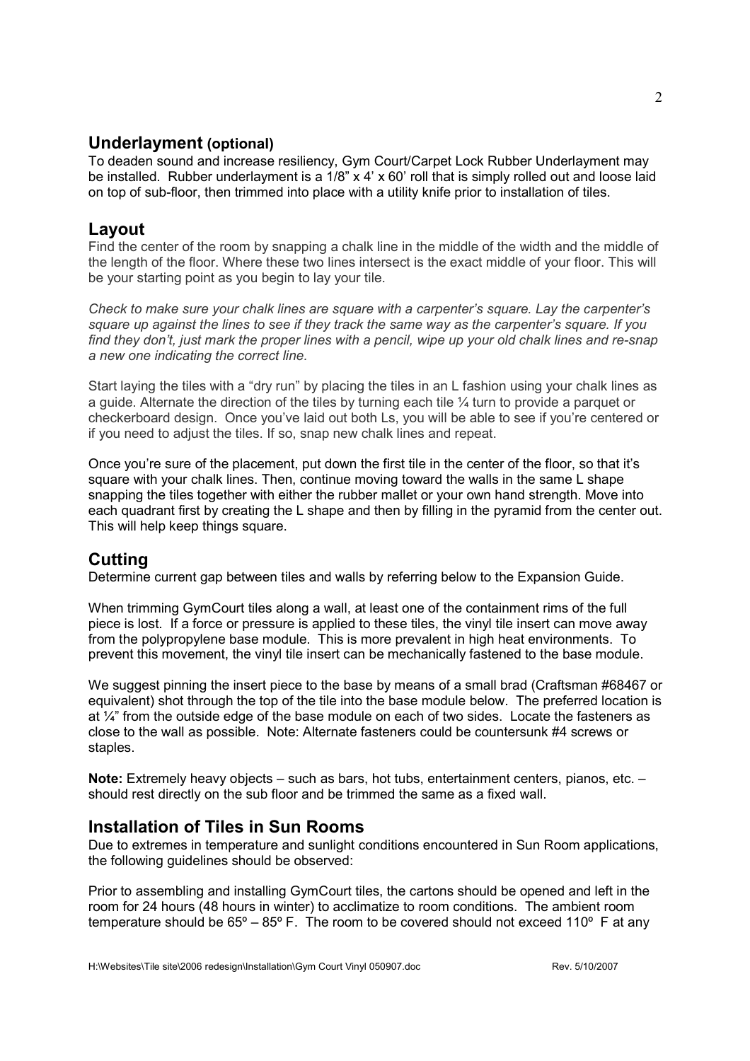## Underlayment (optional)

To deaden sound and increase resiliency, Gym Court/Carpet Lock Rubber Underlayment may be installed. Rubber underlayment is a 1/8" x 4' x 60' roll that is simply rolled out and loose laid on top of sub-floor, then trimmed into place with a utility knife prior to installation of tiles.

## Layout

Find the center of the room by snapping a chalk line in the middle of the width and the middle of the length of the floor. Where these two lines intersect is the exact middle of your floor. This will be your starting point as you begin to lay your tile.

*Check to make sure your chalk lines are square with a carpenter's square. Lay the carpenter's square up against the lines to see if they track the same way as the carpenter's square. If you find they don't, just mark the proper lines with a pencil, wipe up your old chalk lines and re-snap a new one indicating the correct line.*

Start laying the tiles with a "dry run" by placing the tiles in an L fashion using your chalk lines as a guide. Alternate the direction of the tiles by turning each tile ¼ turn to provide a parquet or checkerboard design. Once you've laid out both Ls, you will be able to see if you're centered or if you need to adjust the tiles. If so, snap new chalk lines and repeat.

Once you're sure of the placement, put down the first tile in the center of the floor, so that it's square with your chalk lines. Then, continue moving toward the walls in the same L shape snapping the tiles together with either the rubber mallet or your own hand strength. Move into each quadrant first by creating the L shape and then by filling in the pyramid from the center out. This will help keep things square.

## Cutting

Determine current gap between tiles and walls by referring below to the Expansion Guide.

When trimming GymCourt tiles along a wall, at least one of the containment rims of the full piece is lost. If a force or pressure is applied to these tiles, the vinyl tile insert can move away from the polypropylene base module. This is more prevalent in high heat environments. To prevent this movement, the vinyl tile insert can be mechanically fastened to the base module.

We suggest pinning the insert piece to the base by means of a small brad (Craftsman #68467 or equivalent) shot through the top of the tile into the base module below. The preferred location is at ¼" from the outside edge of the base module on each of two sides. Locate the fasteners as close to the wall as possible. Note: Alternate fasteners could be countersunk #4 screws or staples.

**Note:** Extremely heavy objects – such as bars, hot tubs, entertainment centers, pianos, etc. – should rest directly on the sub floor and be trimmed the same as a fixed wall.

## Installation of Tiles in Sun Rooms

Due to extremes in temperature and sunlight conditions encountered in Sun Room applications, the following guidelines should be observed:

Prior to assembling and installing GymCourt tiles, the cartons should be opened and left in the room for 24 hours (48 hours in winter) to acclimatize to room conditions. The ambient room temperature should be 65º – 85º F. The room to be covered should not exceed 110º F at any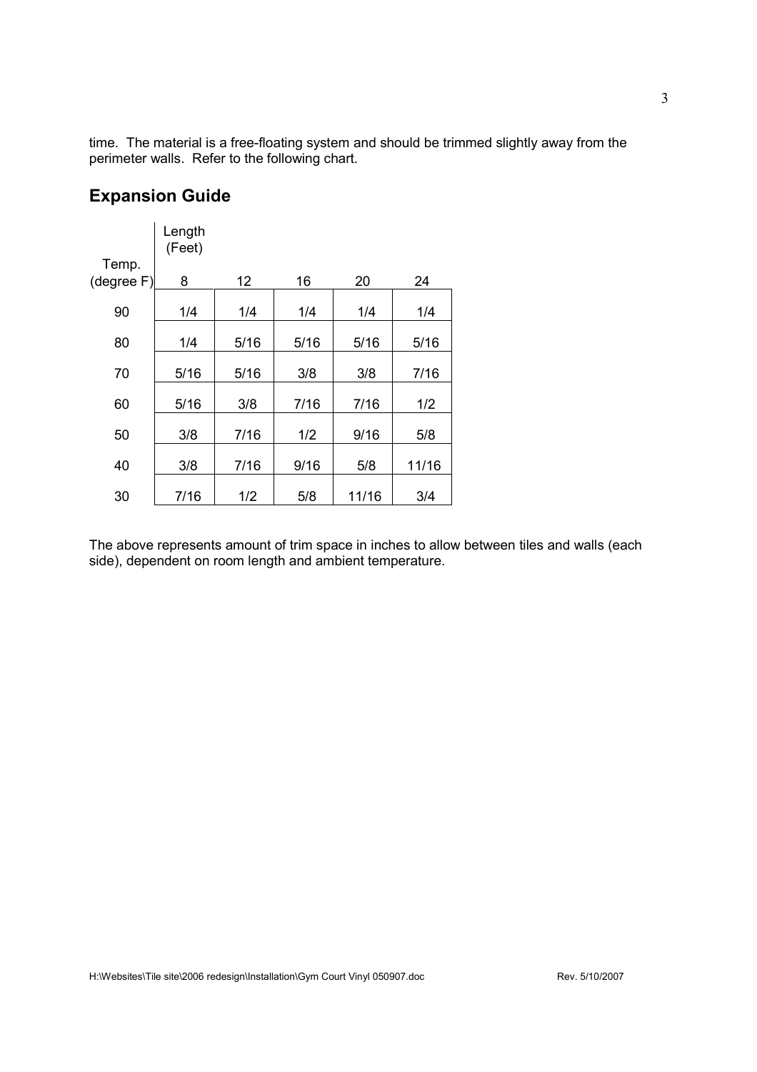time. The material is a free-floating system and should be trimmed slightly away from the perimeter walls. Refer to the following chart.

## Expansion Guide

| Temp. (degree F) | Length (Feet) 8 | 12 | 16 | 20 | 24 |
|---|---|---|---|---|---|
| 90 | 1/4 | 1/4 | 1/4 | 1/4 | 1/4 |
| 80 | 1/4 | 5/16 | 5/16 | 5/16 | 5/16 |
| 70 | 5/16 | 5/16 | 3/8 | 3/8 | 7/16 |
| 60 | 5/16 | 3/8 | 7/16 | 7/16 | 1/2 |
| 50 | 3/8 | 7/16 | 1/2 | 9/16 | 5/8 |
| 40 | 3/8 | 7/16 | 9/16 | 5/8 | 11/16 |
| 30 | 7/16 | 1/2 | 5/8 | 11/16 | 3/4 |

The above represents amount of trim space in inches to allow between tiles and walls (each side), dependent on room length and ambient temperature.